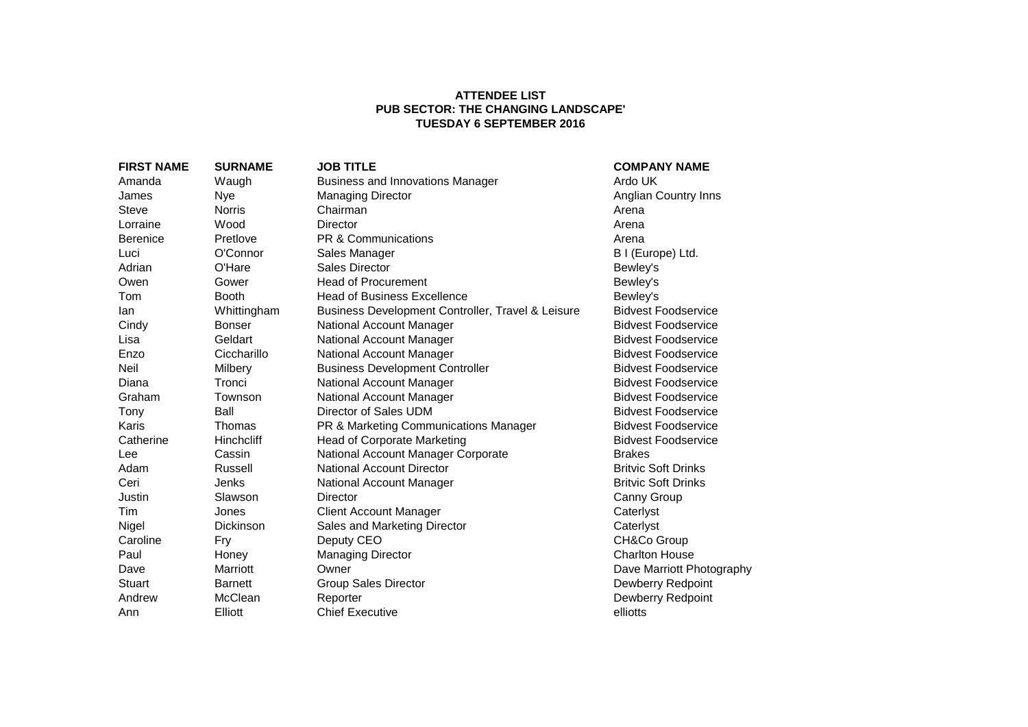**ATTENDEE LIST**
**PUB SECTOR: THE CHANGING LANDSCAPE'**
**TUESDAY 6 SEPTEMBER 2016**

| FIRST NAME | SURNAME | JOB TITLE | COMPANY NAME |
|---|---|---|---|
| Amanda | Waugh | Business and Innovations Manager | Ardo UK |
| James | Nye | Managing Director | Anglian Country Inns |
| Steve | Norris | Chairman | Arena |
| Lorraine | Wood | Director | Arena |
| Berenice | Pretlove | PR & Communications | Arena |
| Luci | O'Connor | Sales Manager | B I (Europe) Ltd. |
| Adrian | O'Hare | Sales Director | Bewley's |
| Owen | Gower | Head of Procurement | Bewley's |
| Tom | Booth | Head of Business Excellence | Bewley's |
| Ian | Whittingham | Business Development Controller, Travel & Leisure | Bidvest Foodservice |
| Cindy | Bonser | National Account Manager | Bidvest Foodservice |
| Lisa | Geldart | National Account Manager | Bidvest Foodservice |
| Enzo | Ciccharillo | National Account Manager | Bidvest Foodservice |
| Neil | Milbery | Business Development Controller | Bidvest Foodservice |
| Diana | Tronci | National Account Manager | Bidvest Foodservice |
| Graham | Townson | National Account Manager | Bidvest Foodservice |
| Tony | Ball | Director of Sales UDM | Bidvest Foodservice |
| Karis | Thomas | PR & Marketing Communications Manager | Bidvest Foodservice |
| Catherine | Hinchcliff | Head of Corporate Marketing | Bidvest Foodservice |
| Lee | Cassin | National Account Manager Corporate | Brakes |
| Adam | Russell | National Account Director | Britvic Soft Drinks |
| Ceri | Jenks | National Account Manager | Britvic Soft Drinks |
| Justin | Slawson | Director | Canny Group |
| Tim | Jones | Client Account Manager | Caterlyst |
| Nigel | Dickinson | Sales and Marketing Director | Caterlyst |
| Caroline | Fry | Deputy CEO | CH&Co Group |
| Paul | Honey | Managing Director | Charlton House |
| Dave | Marriott | Owner | Dave Marriott Photography |
| Stuart | Barnett | Group Sales Director | Dewberry Redpoint |
| Andrew | McClean | Reporter | Dewberry Redpoint |
| Ann | Elliott | Chief Executive | elliotts |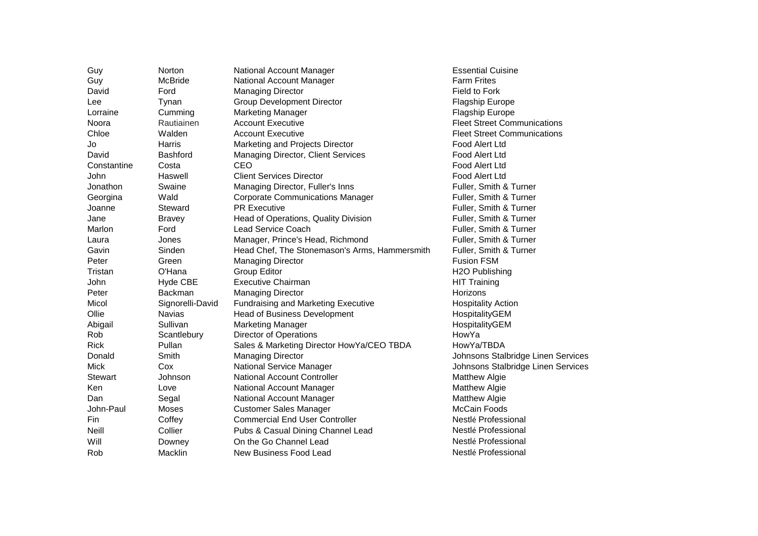| | | | |
|---|---|---|---|
| Guy | Norton | National Account Manager | Essential Cuisine |
| Guy | McBride | National Account Manager | Farm Frites |
| David | Ford | Managing Director | Field to Fork |
| Lee | Tynan | Group Development Director | Flagship Europe |
| Lorraine | Cumming | Marketing Manager | Flagship Europe |
| Noora | Rautiainen | Account Executive | Fleet Street Communications |
| Chloe | Walden | Account Executive | Fleet Street Communications |
| Jo | Harris | Marketing and Projects Director | Food Alert Ltd |
| David | Bashford | Managing Director, Client Services | Food Alert Ltd |
| Constantine | Costa | CEO | Food Alert Ltd |
| John | Haswell | Client Services Director | Food Alert Ltd |
| Jonathon | Swaine | Managing Director, Fuller's Inns | Fuller, Smith & Turner |
| Georgina | Wald | Corporate Communications Manager | Fuller, Smith & Turner |
| Joanne | Steward | PR Executive | Fuller, Smith & Turner |
| Jane | Bravey | Head of Operations, Quality Division | Fuller, Smith & Turner |
| Marlon | Ford | Lead Service Coach | Fuller, Smith & Turner |
| Laura | Jones | Manager, Prince's Head, Richmond | Fuller, Smith & Turner |
| Gavin | Sinden | Head Chef, The Stonemason's Arms, Hammersmith | Fuller, Smith & Turner |
| Peter | Green | Managing Director | Fusion FSM |
| Tristan | O'Hana | Group Editor | H2O Publishing |
| John | Hyde CBE | Executive Chairman | HIT Training |
| Peter | Backman | Managing Director | Horizons |
| Micol | Signorelli-David | Fundraising and Marketing Executive | Hospitality Action |
| Ollie | Navias | Head of Business Development | HospitalityGEM |
| Abigail | Sullivan | Marketing Manager | HospitalityGEM |
| Rob | Scantlebury | Director of Operations | HowYa |
| Rick | Pullan | Sales & Marketing Director HowYa/CEO TBDA | HowYa/TBDA |
| Donald | Smith | Managing Director | Johnsons Stalbridge Linen Services |
| Mick | Cox | National Service Manager | Johnsons Stalbridge Linen Services |
| Stewart | Johnson | National Account Controller | Matthew Algie |
| Ken | Love | National Account Manager | Matthew Algie |
| Dan | Segal | National Account Manager | Matthew Algie |
| John-Paul | Moses | Customer Sales Manager | McCain Foods |
| Fin | Coffey | Commercial End User Controller | Nestlé Professional |
| Neill | Collier | Pubs & Casual Dining Channel Lead | Nestlé Professional |
| Will | Downey | On the Go Channel Lead | Nestlé Professional |
| Rob | Macklin | New Business Food Lead | Nestlé Professional |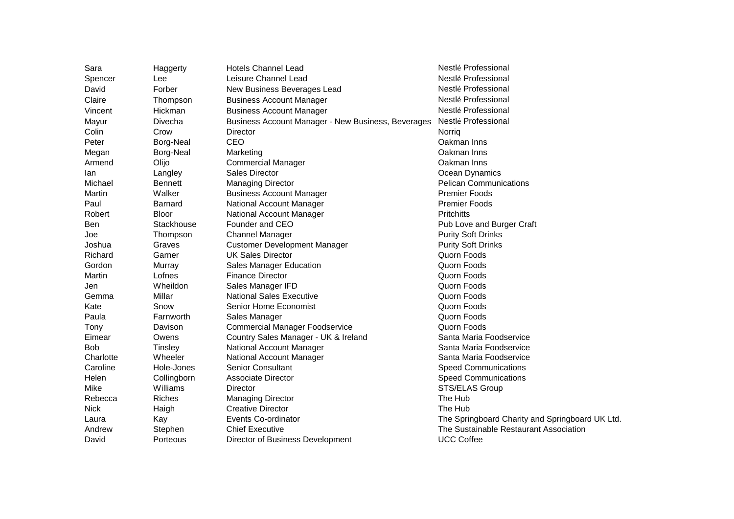| | | | |
|---|---|---|---|
| Sara | Haggerty | Hotels Channel Lead | Nestlé Professional |
| Spencer | Lee | Leisure Channel Lead | Nestlé Professional |
| David | Forber | New Business Beverages Lead | Nestlé Professional |
| Claire | Thompson | Business Account Manager | Nestlé Professional |
| Vincent | Hickman | Business Account Manager | Nestlé Professional |
| Mayur | Divecha | Business Account Manager - New Business, Beverages | Nestlé Professional |
| Colin | Crow | Director | Norriq |
| Peter | Borg-Neal | CEO | Oakman Inns |
| Megan | Borg-Neal | Marketing | Oakman Inns |
| Armend | Olijo | Commercial Manager | Oakman Inns |
| Ian | Langley | Sales Director | Ocean Dynamics |
| Michael | Bennett | Managing Director | Pelican Communications |
| Martin | Walker | Business Account Manager | Premier Foods |
| Paul | Barnard | National Account Manager | Premier Foods |
| Robert | Bloor | National Account Manager | Pritchitts |
| Ben | Stackhouse | Founder and CEO | Pub Love and Burger Craft |
| Joe | Thompson | Channel Manager | Purity Soft Drinks |
| Joshua | Graves | Customer Development Manager | Purity Soft Drinks |
| Richard | Garner | UK Sales Director | Quorn Foods |
| Gordon | Murray | Sales Manager Education | Quorn Foods |
| Martin | Lofnes | Finance Director | Quorn Foods |
| Jen | Wheildon | Sales Manager IFD | Quorn Foods |
| Gemma | Millar | National Sales Executive | Quorn Foods |
| Kate | Snow | Senior Home Economist | Quorn Foods |
| Paula | Farnworth | Sales Manager | Quorn Foods |
| Tony | Davison | Commercial Manager Foodservice | Quorn Foods |
| Eimear | Owens | Country Sales Manager - UK & Ireland | Santa Maria Foodservice |
| Bob | Tinsley | National Account Manager | Santa Maria Foodservice |
| Charlotte | Wheeler | National Account Manager | Santa Maria Foodservice |
| Caroline | Hole-Jones | Senior Consultant | Speed Communications |
| Helen | Collingborn | Associate Director | Speed Communications |
| Mike | Williams | Director | STS/ELAS Group |
| Rebecca | Riches | Managing Director | The Hub |
| Nick | Haigh | Creative Director | The Hub |
| Laura | Kay | Events Co-ordinator | The Springboard Charity and Springboard UK Ltd. |
| Andrew | Stephen | Chief Executive | The Sustainable Restaurant Association |
| David | Porteous | Director of Business Development | UCC Coffee |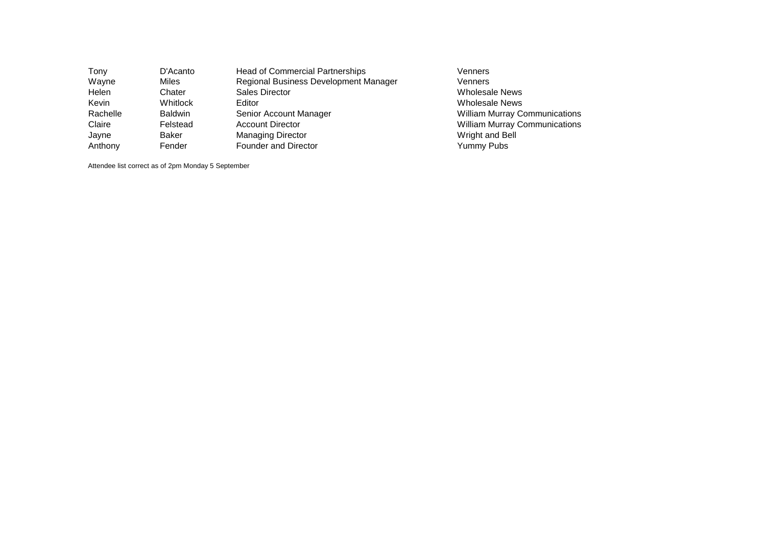| | | | |
|---|---|---|---|
| Tony | D'Acanto | Head of Commercial Partnerships | Venners |
| Wayne | Miles | Regional Business Development Manager | Venners |
| Helen | Chater | Sales Director | Wholesale News |
| Kevin | Whitlock | Editor | Wholesale News |
| Rachelle | Baldwin | Senior Account Manager | William Murray Communications |
| Claire | Felstead | Account Director | William Murray Communications |
| Jayne | Baker | Managing Director | Wright and Bell |
| Anthony | Fender | Founder and Director | Yummy Pubs |

Attendee list correct as of 2pm Monday 5 September